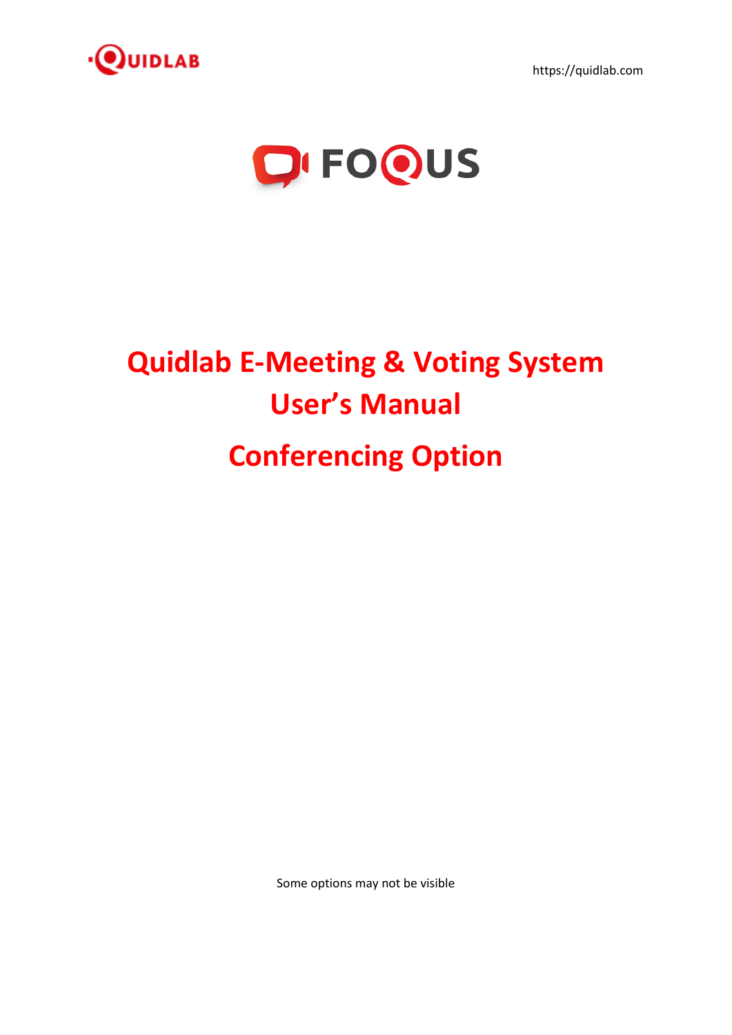https://quidlab.com

# Quidlab E-Meeting & Voting System User's Manual

# Conferencing Option

Some options may not be visible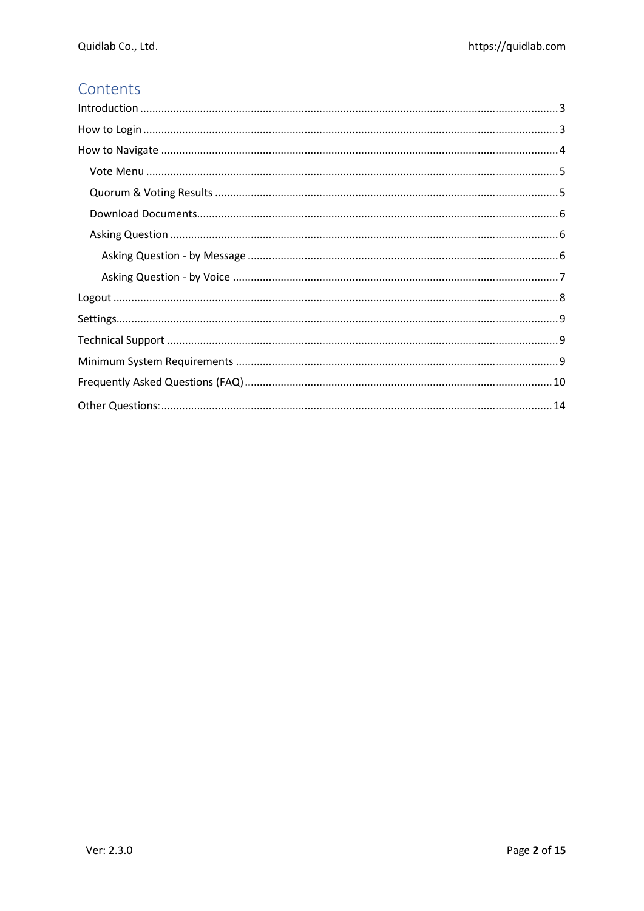# Contents

- Introduction ........ 3
- How to Login ........ 3
- How to Navigate ........ 4
  - Vote Menu ........ 5
  - Quorum & Voting Results ........ 5
  - Download Documents........ 6
  - Asking Question ........ 6
    - Asking Question - by Message ........ 6
    - Asking Question - by Voice ........ 7
- Logout ........ 8
- Settings........ 9
- Technical Support ........ 9
- Minimum System Requirements ........ 9
- Frequently Asked Questions (FAQ) ........ 10
- Other Questions:........ 14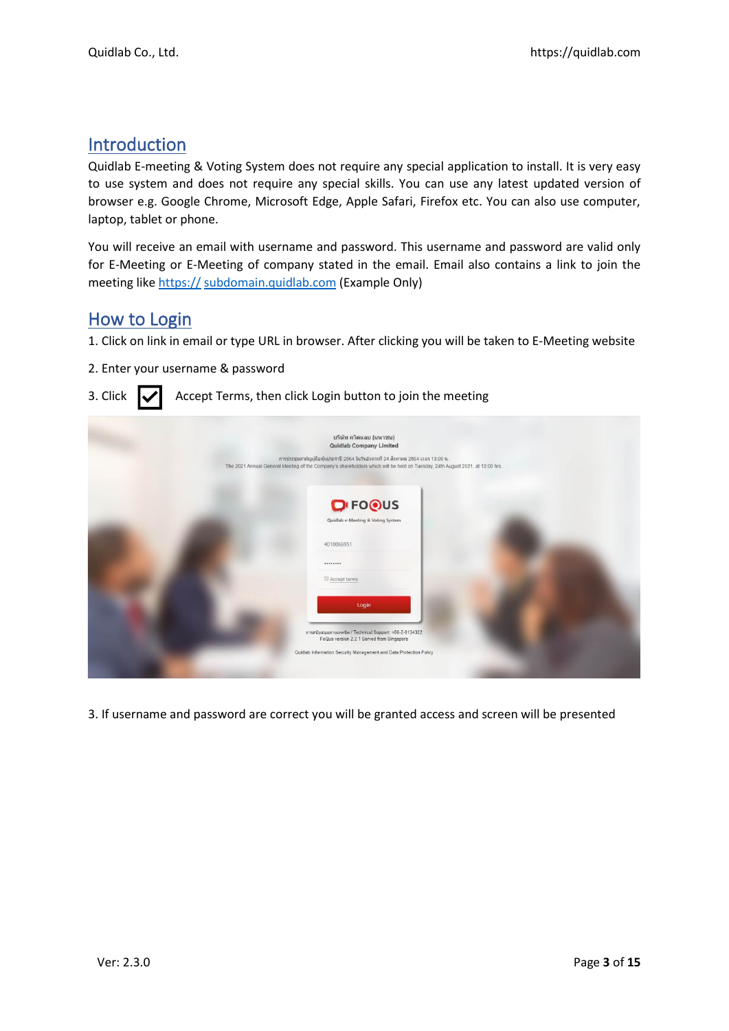## Introduction

Quidlab E-meeting & Voting System does not require any special application to install. It is very easy to use system and does not require any special skills. You can use any latest updated version of browser e.g. Google Chrome, Microsoft Edge, Apple Safari, Firefox etc. You can also use computer, laptop, tablet or phone.

You will receive an email with username and password. This username and password are valid only for E-Meeting or E-Meeting of company stated in the email. Email also contains a link to join the meeting like https:// subdomain.quidlab.com (Example Only)

## How to Login

1. Click on link in email or type URL in browser. After clicking you will be taken to E-Meeting website

2. Enter your username & password

3. Click ☑ Accept Terms, then click Login button to join the meeting

3. If username and password are correct you will be granted access and screen will be presented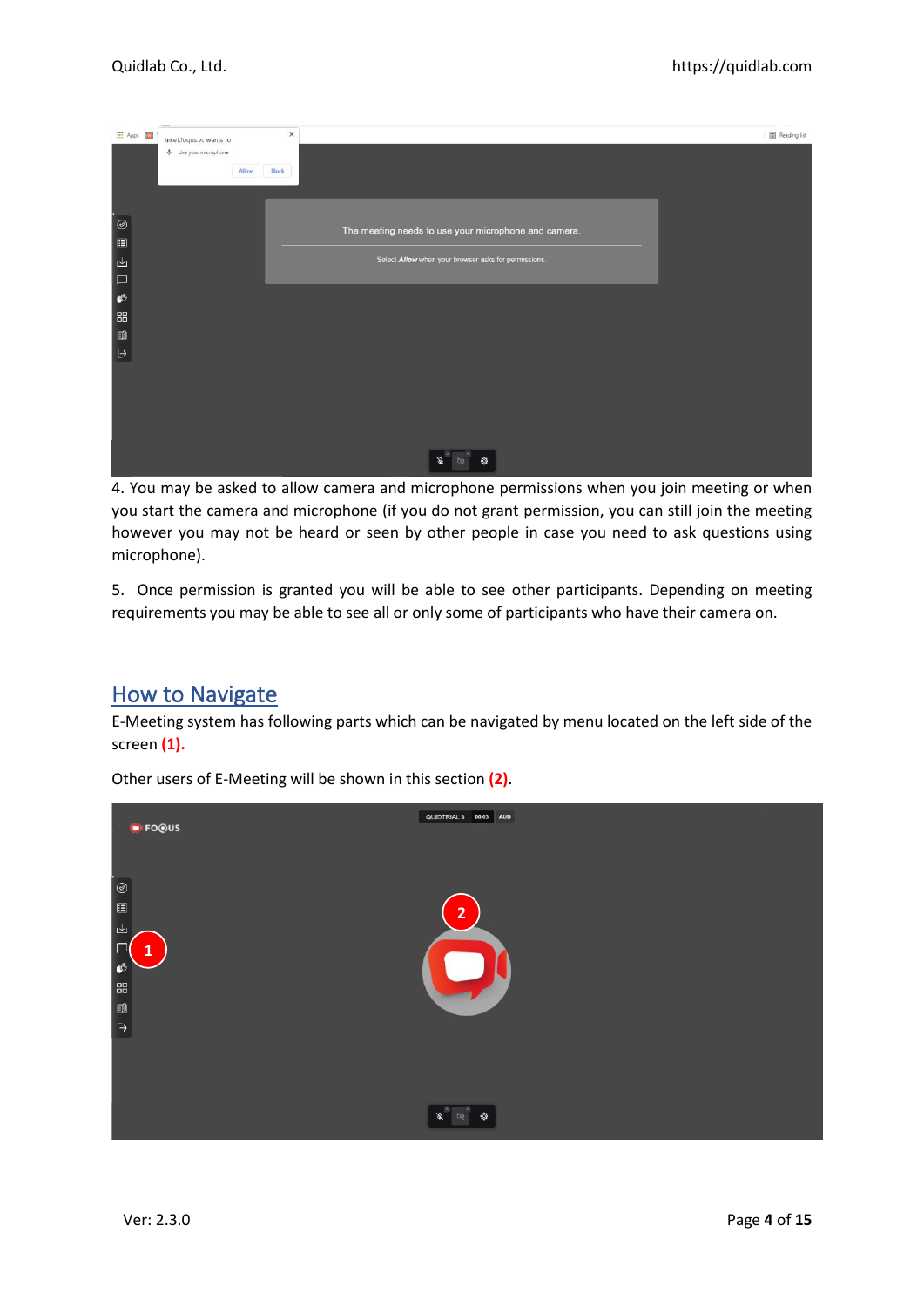4. You may be asked to allow camera and microphone permissions when you join meeting or when you start the camera and microphone (if you do not grant permission, you can still join the meeting however you may not be heard or seen by other people in case you need to ask questions using microphone).

5. Once permission is granted you will be able to see other participants. Depending on meeting requirements you may be able to see all or only some of participants who have their camera on.

## How to Navigate

E-Meeting system has following parts which can be navigated by menu located on the left side of the screen **(1).**

Other users of E-Meeting will be shown in this section **(2)**.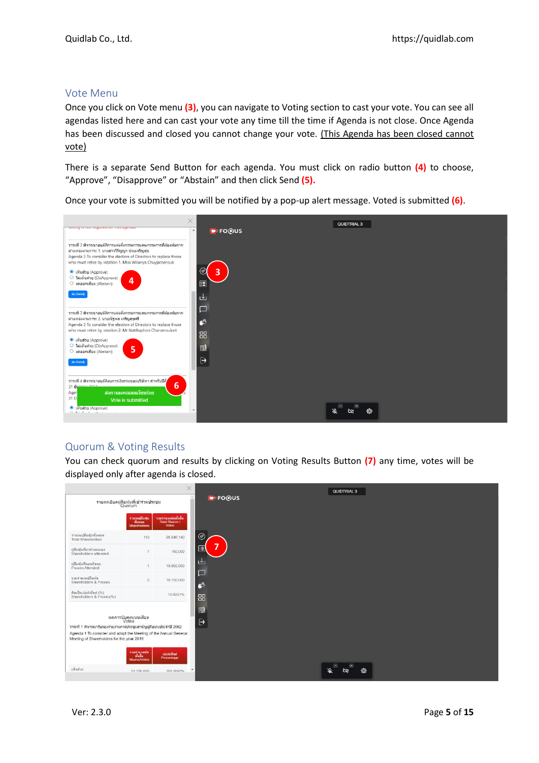## Vote Menu

Once you click on Vote menu **(3)**, you can navigate to Voting section to cast your vote. You can see all agendas listed here and can cast your vote any time till the time if Agenda is not close. Once Agenda has been discussed and closed you cannot change your vote. (This Agenda has been closed cannot vote)

There is a separate Send Button for each agenda. You must click on radio button **(4)** to choose, "Approve", "Disapprove" or "Abstain" and then click Send **(5).**

Once your vote is submitted you will be notified by a pop-up alert message. Voted is submitted **(6)**.

## Quorum & Voting Results

You can check quorum and results by clicking on Voting Results Button **(7)** any time, votes will be displayed only after agenda is closed.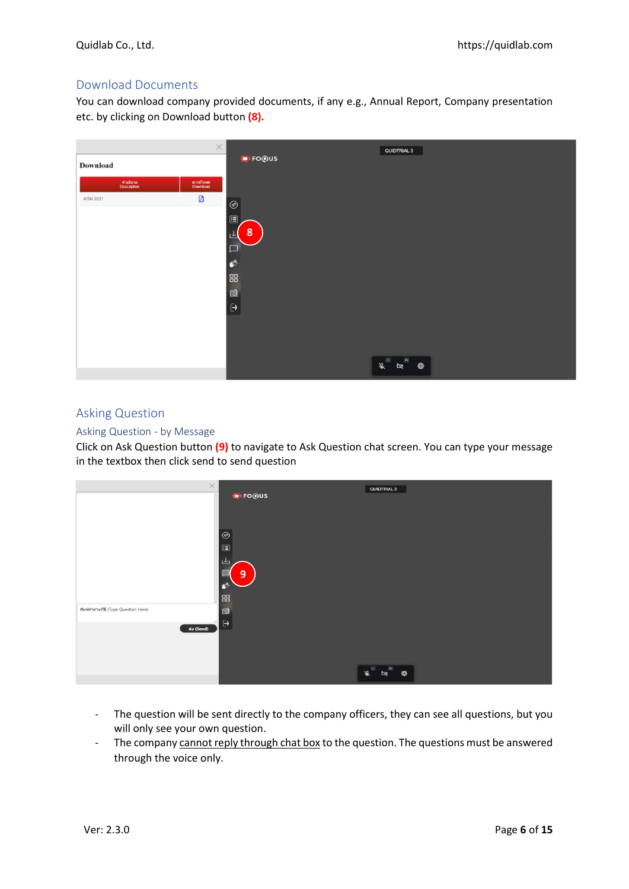## Download Documents

You can download company provided documents, if any e.g., Annual Report, Company presentation etc. by clicking on Download button **(8).**

## Asking Question

### Asking Question - by Message

Click on Ask Question button **(9)** to navigate to Ask Question chat screen. You can type your message in the textbox then click send to send question

- The question will be sent directly to the company officers, they can see all questions, but you will only see your own question.
- The company cannot reply through chat box to the question. The questions must be answered through the voice only.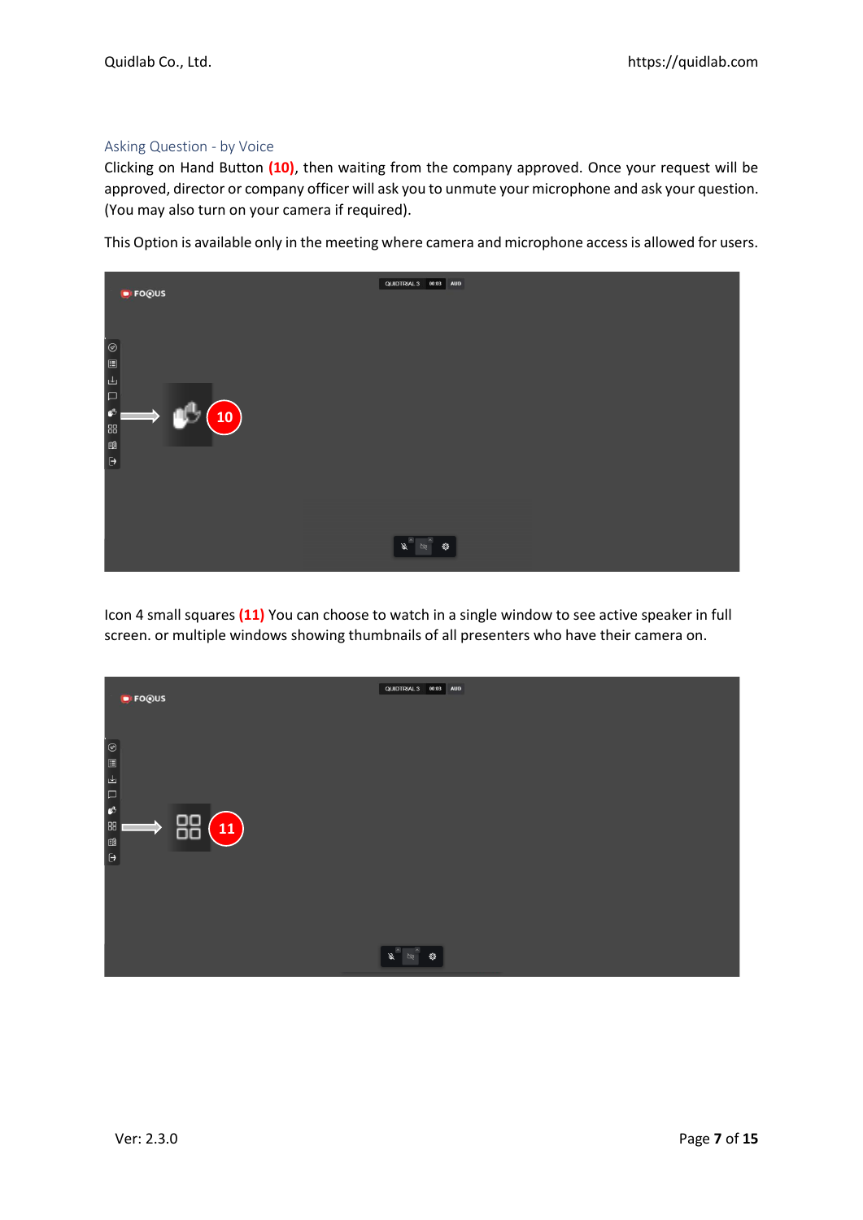## Asking Question - by Voice

Clicking on Hand Button **(10)**, then waiting from the company approved. Once your request will be approved, director or company officer will ask you to unmute your microphone and ask your question. (You may also turn on your camera if required).

This Option is available only in the meeting where camera and microphone access is allowed for users.

Icon 4 small squares **(11)** You can choose to watch in a single window to see active speaker in full screen. or multiple windows showing thumbnails of all presenters who have their camera on.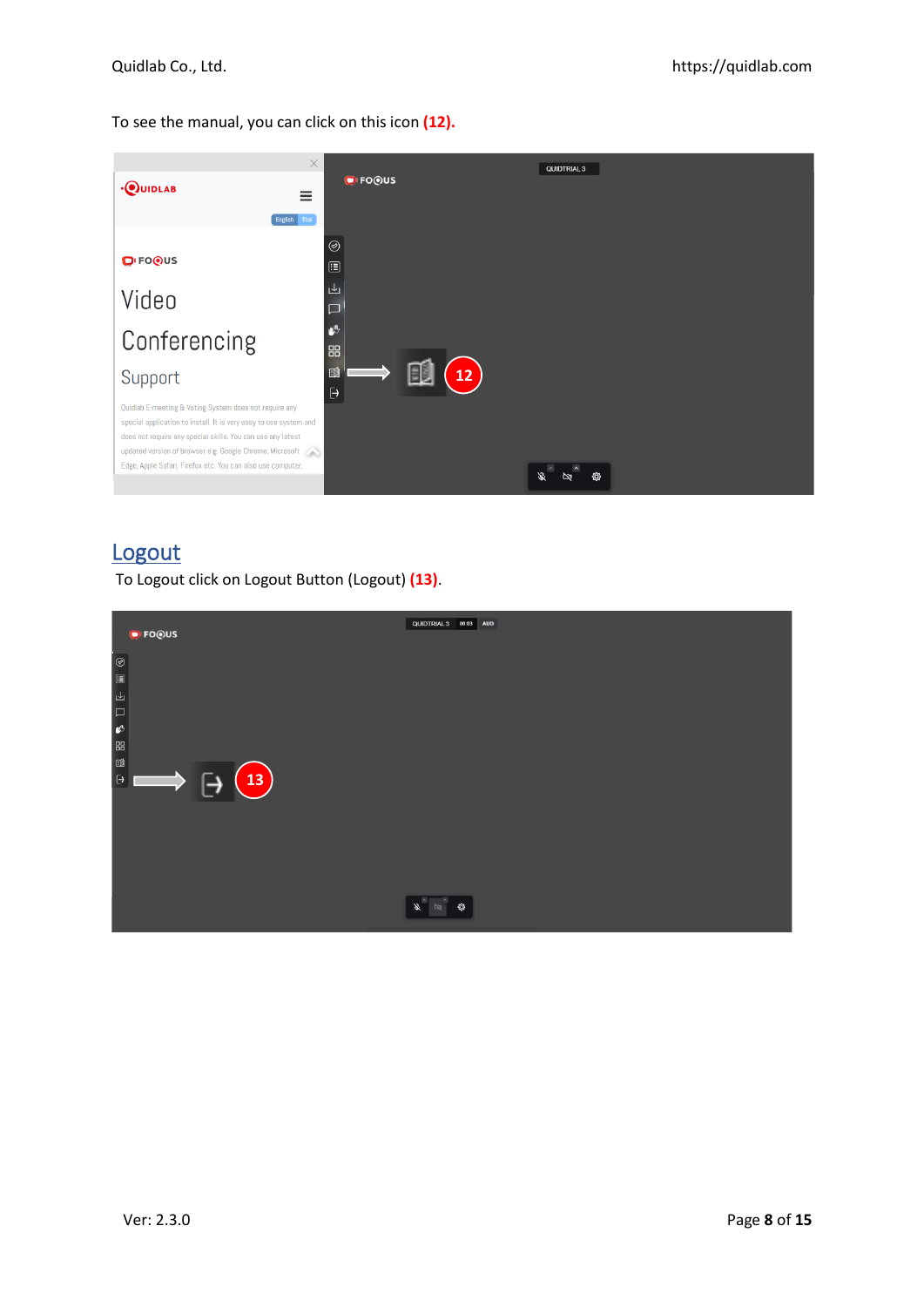To see the manual, you can click on this icon **(12).**

## Logout

To Logout click on Logout Button (Logout) **(13)**.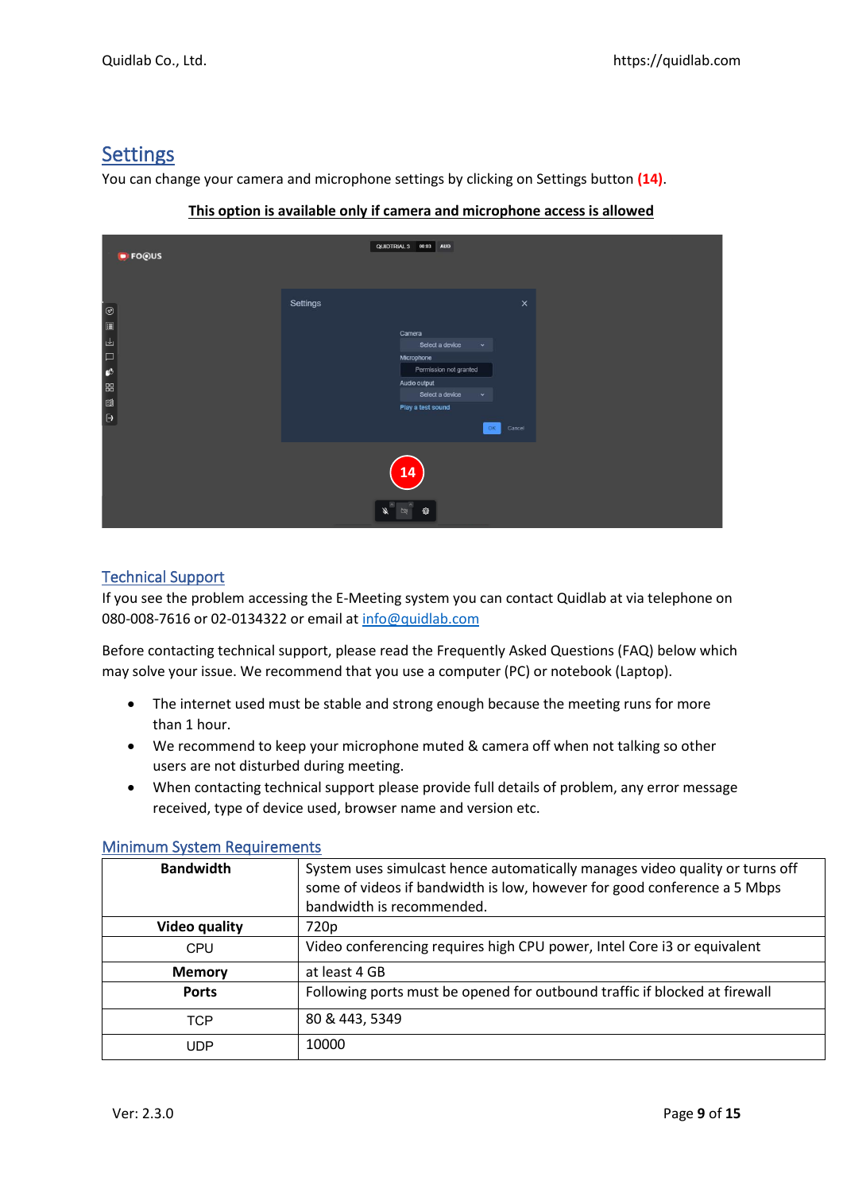## Settings

You can change your camera and microphone settings by clicking on Settings button **(14)**.

**This option is available only if camera and microphone access is allowed**

## Technical Support

If you see the problem accessing the E-Meeting system you can contact Quidlab at via telephone on 080-008-7616 or 02-0134322 or email at info@quidlab.com

Before contacting technical support, please read the Frequently Asked Questions (FAQ) below which may solve your issue. We recommend that you use a computer (PC) or notebook (Laptop).

- The internet used must be stable and strong enough because the meeting runs for more than 1 hour.
- We recommend to keep your microphone muted & camera off when not talking so other users are not disturbed during meeting.
- When contacting technical support please provide full details of problem, any error message received, type of device used, browser name and version etc.

## Minimum System Requirements

| | |
|---|---|
| **Bandwidth** | System uses simulcast hence automatically manages video quality or turns off some of videos if bandwidth is low, however for good conference a 5 Mbps bandwidth is recommended. |
| **Video quality** | 720p |
| CPU | Video conferencing requires high CPU power, Intel Core i3 or equivalent |
| **Memory** | at least 4 GB |
| **Ports** | Following ports must be opened for outbound traffic if blocked at firewall |
| TCP | 80 & 443, 5349 |
| UDP | 10000 |

Ver: 2.3.0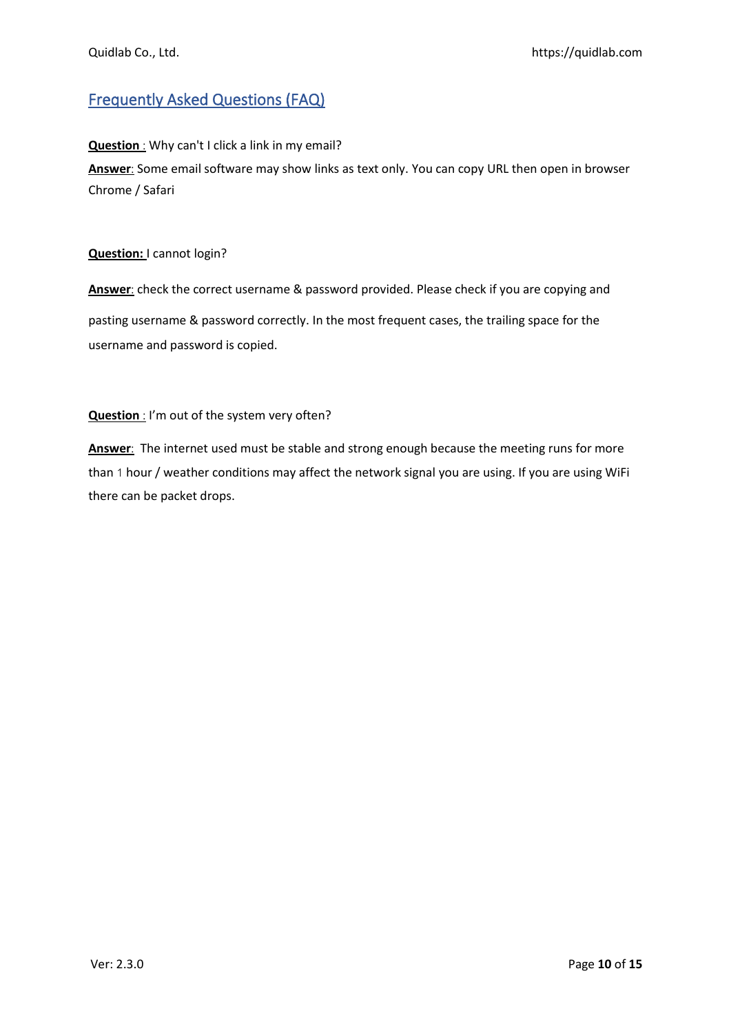## Frequently Asked Questions (FAQ)

**Question** : Why can't I click a link in my email?

**Answer**: Some email software may show links as text only. You can copy URL then open in browser Chrome / Safari

**Question:** I cannot login?

**Answer**: check the correct username & password provided. Please check if you are copying and pasting username & password correctly. In the most frequent cases, the trailing space for the username and password is copied.

**Question** : I'm out of the system very often?

**Answer**: The internet used must be stable and strong enough because the meeting runs for more than 1 hour / weather conditions may affect the network signal you are using. If you are using WiFi there can be packet drops.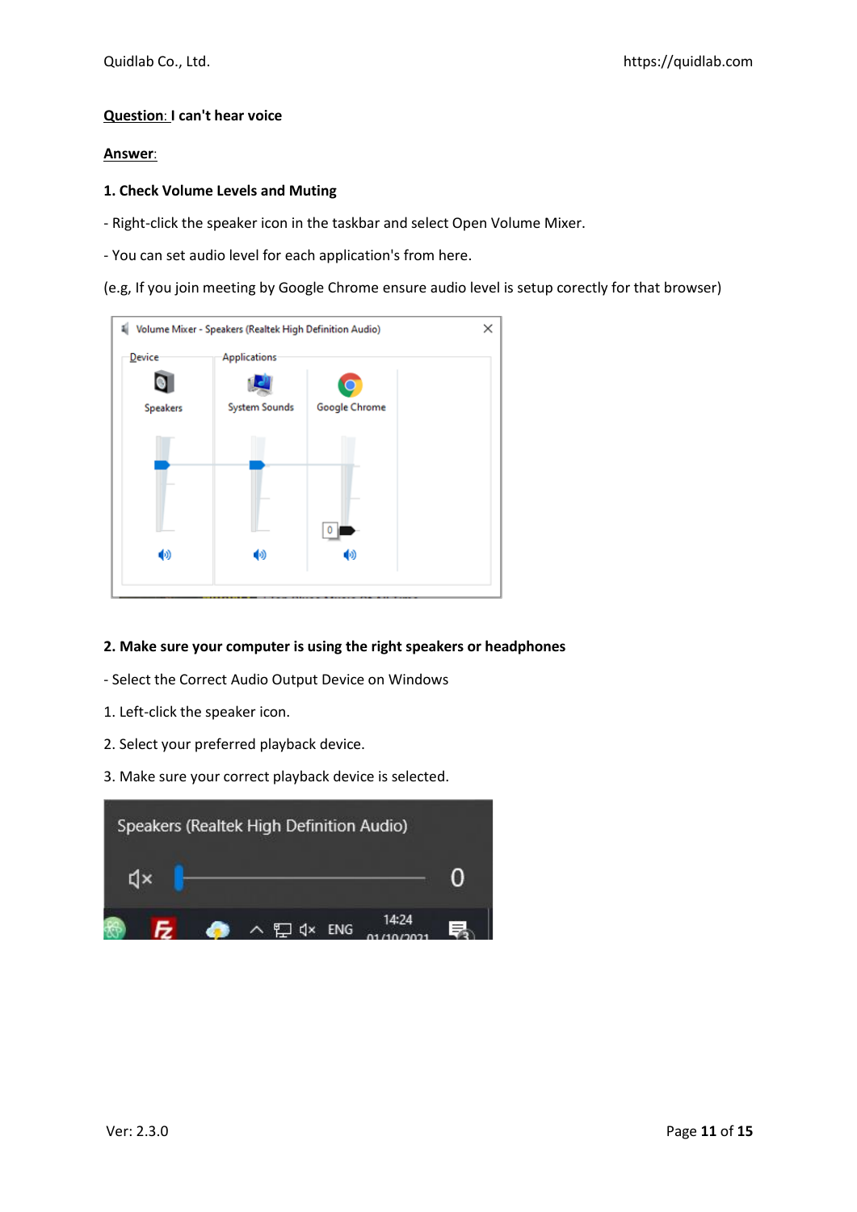**Question**: **I can't hear voice**

**Answer**:

**1. Check Volume Levels and Muting**

- Right-click the speaker icon in the taskbar and select Open Volume Mixer.

- You can set audio level for each application's from here.

(e.g, If you join meeting by Google Chrome ensure audio level is setup corectly for that browser)

**2. Make sure your computer is using the right speakers or headphones**

- Select the Correct Audio Output Device on Windows

1. Left-click the speaker icon.

2. Select your preferred playback device.

3. Make sure your correct playback device is selected.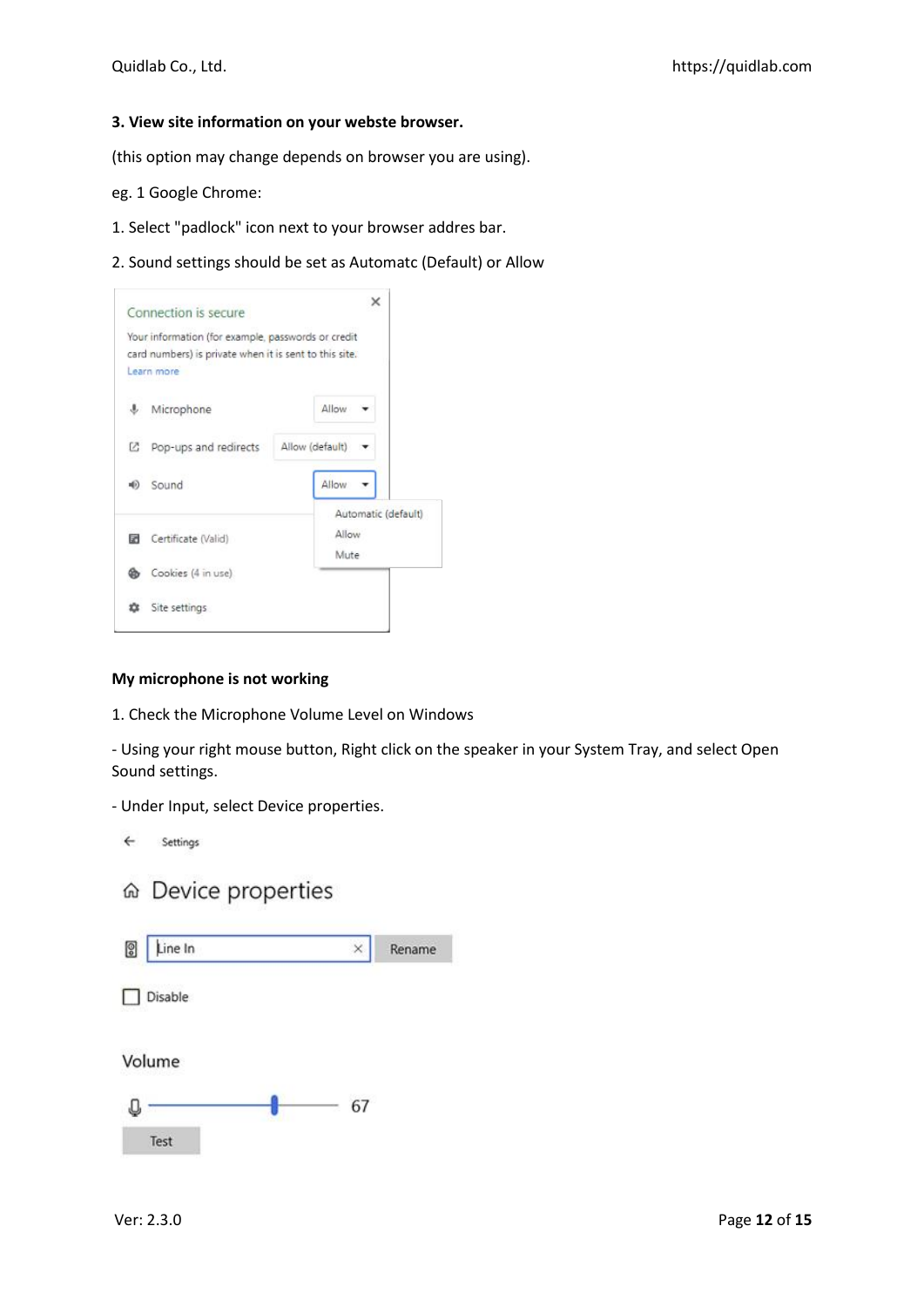**3. View site information on your webste browser.**

(this option may change depends on browser you are using).

eg. 1 Google Chrome:

1. Select "padlock" icon next to your browser addres bar.

2. Sound settings should be set as Automatc (Default) or Allow

**My microphone is not working**

1. Check the Microphone Volume Level on Windows

- Using your right mouse button, Right click on the speaker in your System Tray, and select Open Sound settings.

- Under Input, select Device properties.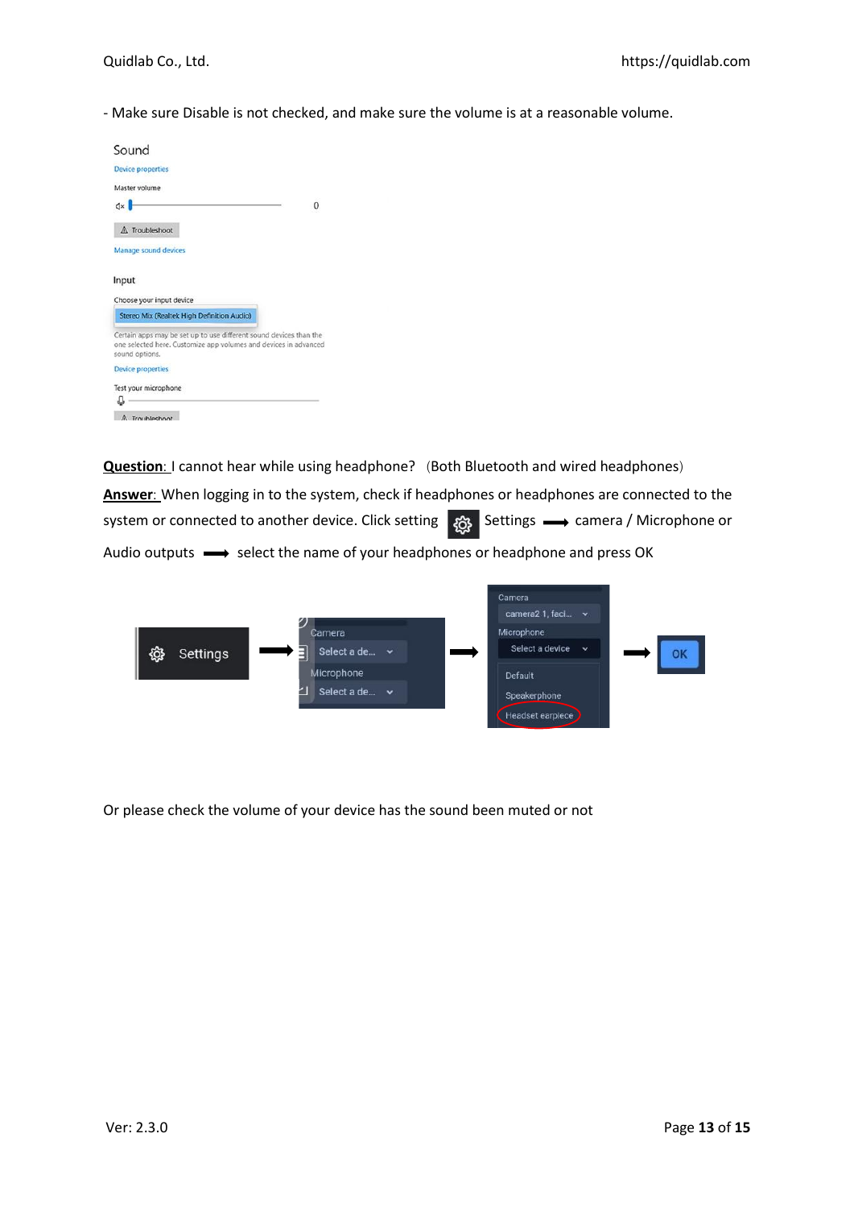- Make sure Disable is not checked, and make sure the volume is at a reasonable volume.

**Question**: I cannot hear while using headphone? (Both Bluetooth and wired headphones)

**Answer**: When logging in to the system, check if headphones or headphones are connected to the system or connected to another device. Click setting Settings → camera / Microphone or Audio outputs → select the name of your headphones or headphone and press OK

Or please check the volume of your device has the sound been muted or not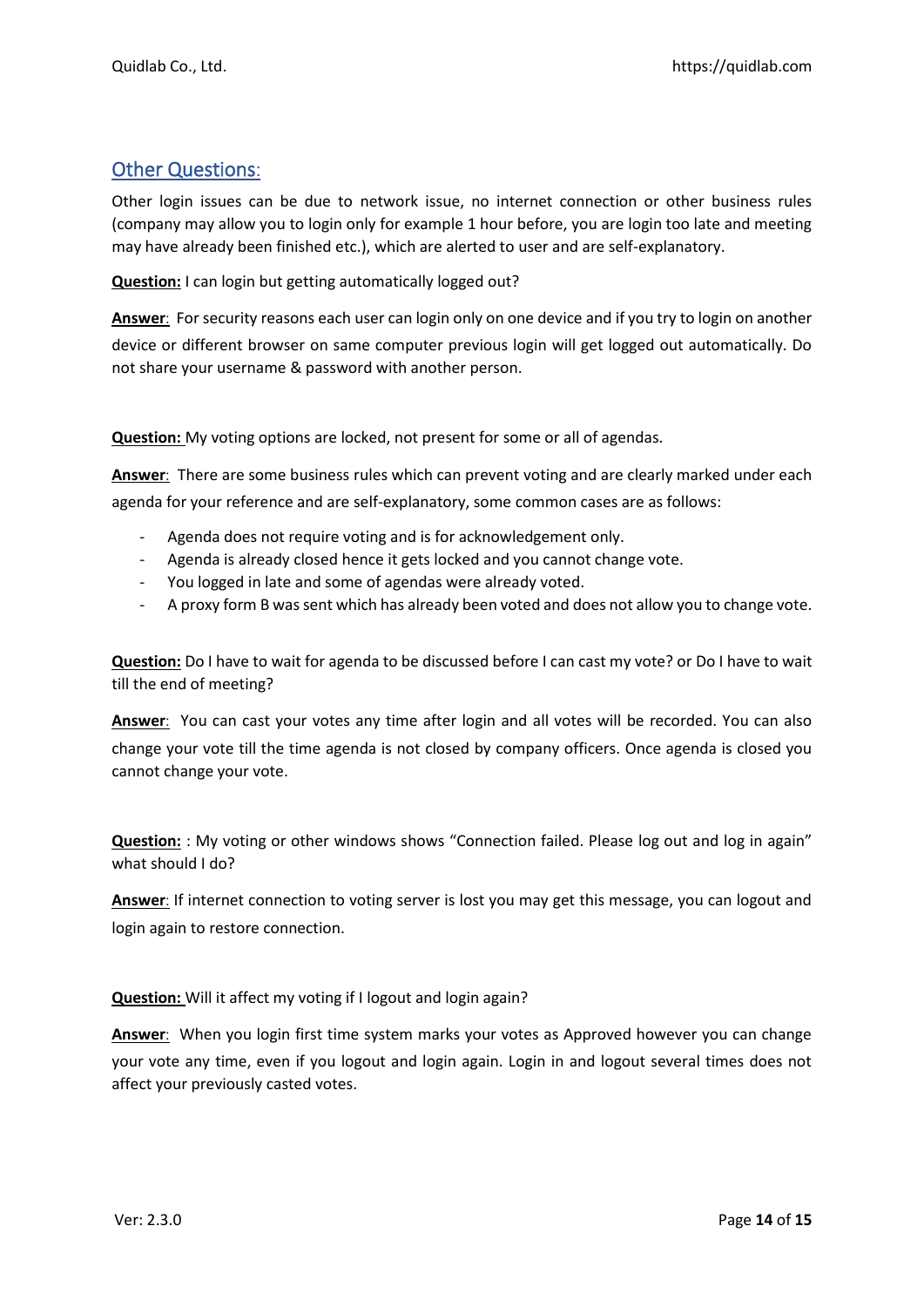## Other Questions:

Other login issues can be due to network issue, no internet connection or other business rules (company may allow you to login only for example 1 hour before, you are login too late and meeting may have already been finished etc.), which are alerted to user and are self-explanatory.

**Question:** I can login but getting automatically logged out?

**Answer**: For security reasons each user can login only on one device and if you try to login on another device or different browser on same computer previous login will get logged out automatically. Do not share your username & password with another person.

**Question:** My voting options are locked, not present for some or all of agendas.

**Answer**: There are some business rules which can prevent voting and are clearly marked under each agenda for your reference and are self-explanatory, some common cases are as follows:

- Agenda does not require voting and is for acknowledgement only.
- Agenda is already closed hence it gets locked and you cannot change vote.
- You logged in late and some of agendas were already voted.
- A proxy form B was sent which has already been voted and does not allow you to change vote.

**Question:** Do I have to wait for agenda to be discussed before I can cast my vote? or Do I have to wait till the end of meeting?

**Answer**: You can cast your votes any time after login and all votes will be recorded. You can also change your vote till the time agenda is not closed by company officers. Once agenda is closed you cannot change your vote.

**Question:** : My voting or other windows shows "Connection failed. Please log out and log in again" what should I do?

**Answer**: If internet connection to voting server is lost you may get this message, you can logout and login again to restore connection.

**Question:** Will it affect my voting if I logout and login again?

**Answer**: When you login first time system marks your votes as Approved however you can change your vote any time, even if you logout and login again. Login in and logout several times does not affect your previously casted votes.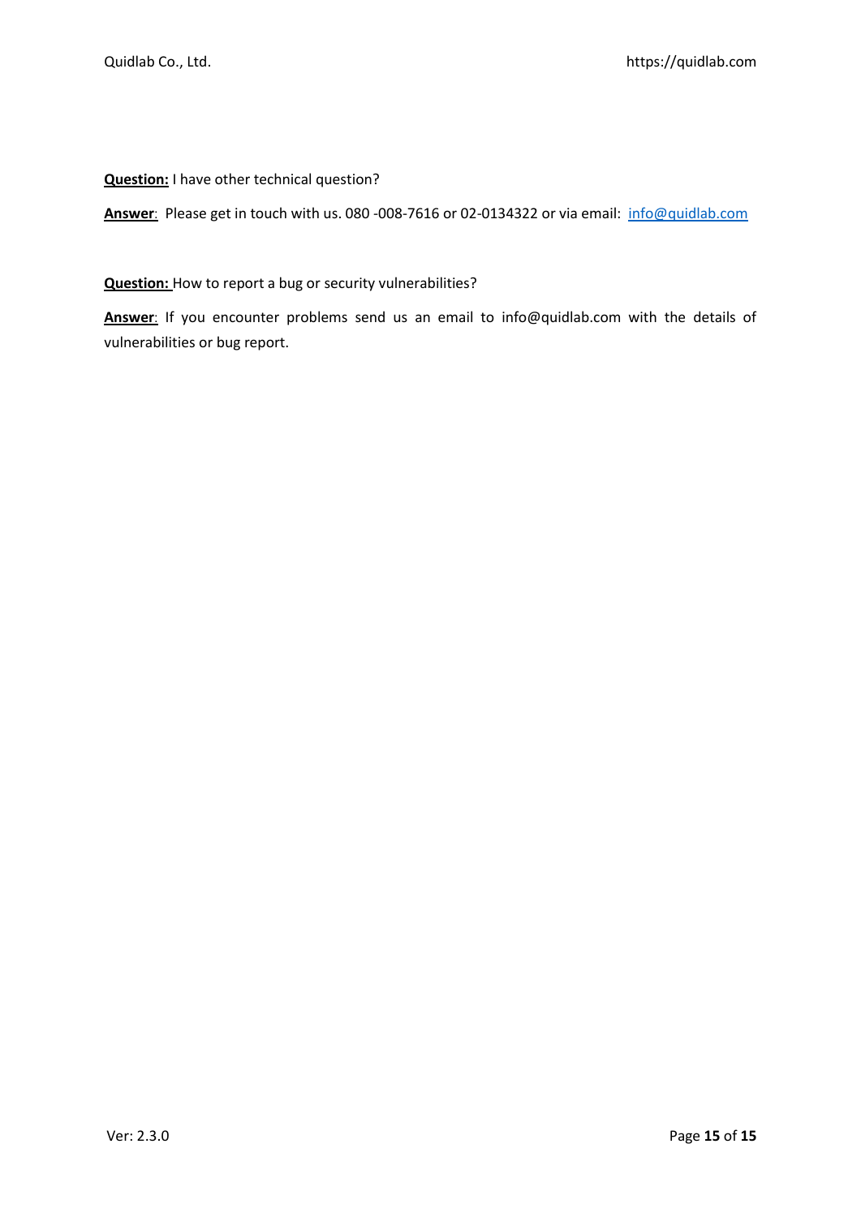**Question:** I have other technical question?

**Answer**: Please get in touch with us. 080 -008-7616 or 02-0134322 or via email: [info@quidlab.com](mailto:info@quidlab.com)

**Question:** How to report a bug or security vulnerabilities?

**Answer**: If you encounter problems send us an email to info@quidlab.com with the details of vulnerabilities or bug report.